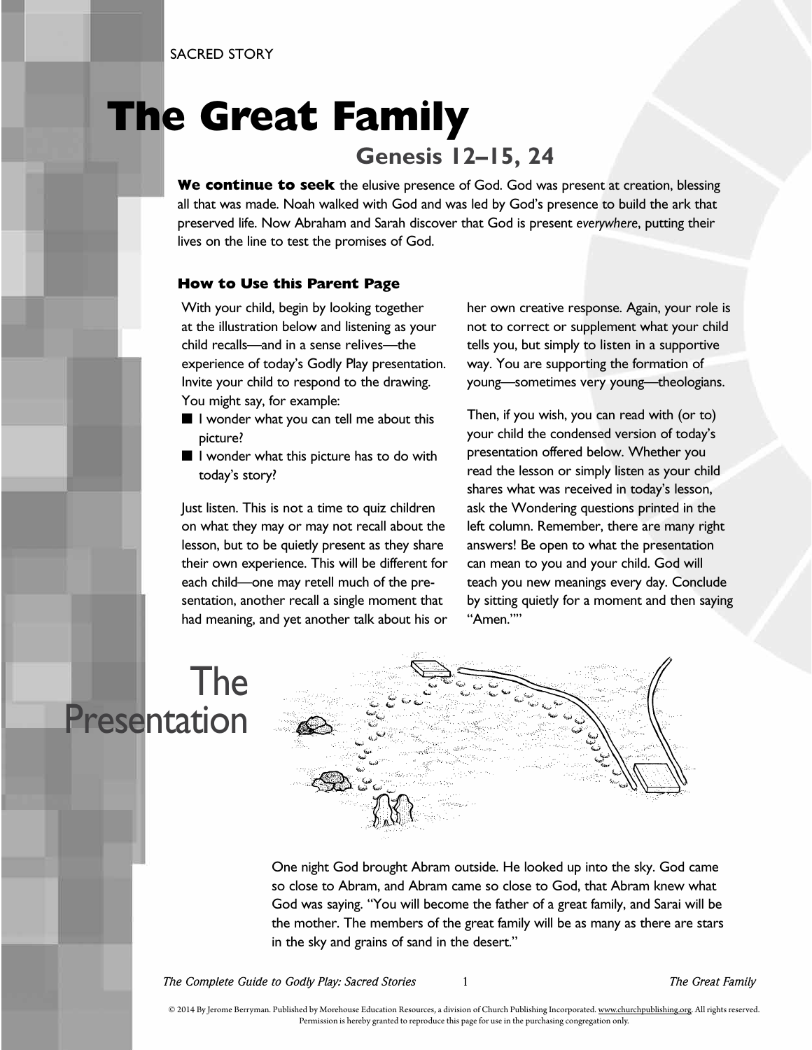SACRED STORY

# The Great Family

## Genesis 12–15, 24

**We continue to seek** the elusive presence of God. God was present at creation, blessing all that was made. Noah walked with God and was led by God's presence to build the ark that preserved life. Now Abraham and Sarah discover that God is present *everywhere*, putting their lives on the line to test the promises of God.

### How to Use this Parent Page

With your child, begin by looking together at the illustration below and listening as your child recalls—and in a sense relives—the experience of today's Godly Play presentation. Invite your child to respond to the drawing. You might say, for example:

- I wonder what you can tell me about this picture?
- I wonder what this picture has to do with today's story?

Just listen. This is not a time to quiz children on what they may or may not recall about the lesson, but to be quietly present as they share their own experience. This will be different for each child—one may retell much of the presentation, another recall a single moment that had meaning, and yet another talk about his or her own creative response. Again, your role is not to correct or supplement what your child tells you, but simply to listen in a supportive way. You are supporting the formation of young—sometimes very young—theologians.

Then, if you wish, you can read with (or to) your child the condensed version of today's presentation offered below. Whether you read the lesson or simply listen as your child shares what was received in today's lesson, ask the Wondering questions printed in the left column. Remember, there are many right answers! Be open to what the presentation can mean to you and your child. God will teach you new meanings every day. Conclude by sitting quietly for a moment and then saying "Amen.""

## The Presentation

One night God brought Abram outside. He looked up into the sky. God came so close to Abram, and Abram came so close to God, that Abram knew what God was saying. "You will become the father of a great family, and Sarai will be the mother. The members of the great family will be as many as there are stars in the sky and grains of sand in the desert."

© 2014 By Jerome Berryman. Published by Morehouse Education Resources, a division of Church Publishing Incorporated. www.churchpublishing.org. All rights reserved. Permission is hereby granted to reproduce this page for use in the purchasing congregation only.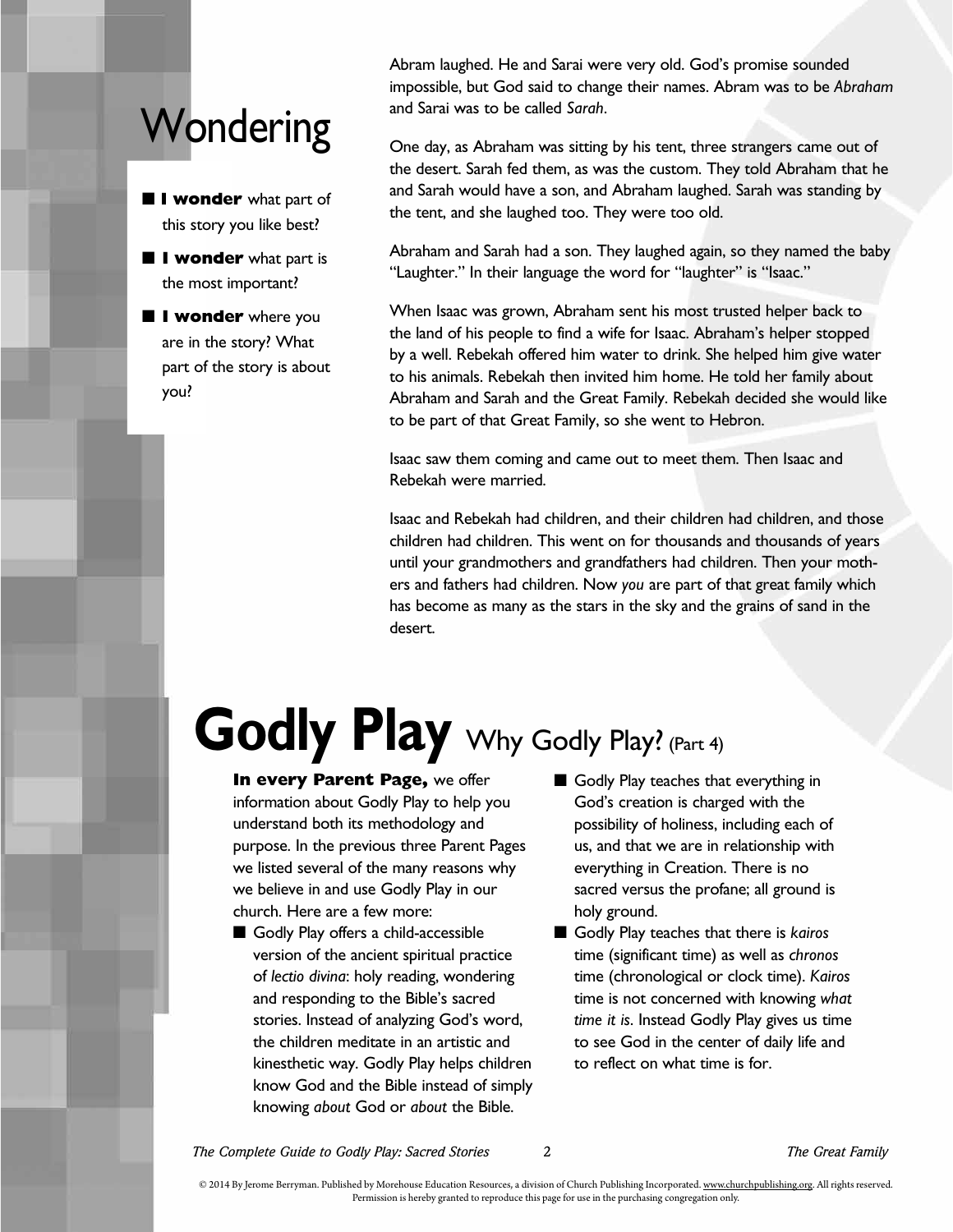# Wondering

- **I wonder** what part of this story you like best?
- **I wonder** what part is the most important?
- **I wonder** where you are in the story? What part of the story is about you?

Abram laughed. He and Sarai were very old. God's promise sounded impossible, but God said to change their names. Abram was to be *Abraham* and Sarai was to be called *Sarah*.

One day, as Abraham was sitting by his tent, three strangers came out of the desert. Sarah fed them, as was the custom. They told Abraham that he and Sarah would have a son, and Abraham laughed. Sarah was standing by the tent, and she laughed too. They were too old.

Abraham and Sarah had a son. They laughed again, so they named the baby "Laughter." In their language the word for "laughter" is "Isaac."

When Isaac was grown, Abraham sent his most trusted helper back to the land of his people to find a wife for Isaac. Abraham's helper stopped by a well. Rebekah offered him water to drink. She helped him give water to his animals. Rebekah then invited him home. He told her family about Abraham and Sarah and the Great Family. Rebekah decided she would like to be part of that Great Family, so she went to Hebron.

Isaac saw them coming and came out to meet them. Then Isaac and Rebekah were married.

Isaac and Rebekah had children, and their children had children, and those children had children. This went on for thousands and thousands of years until your grandmothers and grandfathers had children. Then your mothers and fathers had children. Now *you* are part of that great family which has become as many as the stars in the sky and the grains of sand in the desert.

# Godly Play Why Godly Play? (Part 4)

**In every Parent Page,** we offer information about Godly Play to help you understand both its methodology and purpose. In the previous three Parent Pages we listed several of the many reasons why we believe in and use Godly Play in our church. Here are a few more:

- Godly Play offers a child-accessible version of the ancient spiritual practice of *lectio divina*: holy reading, wondering and responding to the Bible's sacred stories. Instead of analyzing God's word, the children meditate in an artistic and kinesthetic way. Godly Play helps children know God and the Bible instead of simply knowing *about* God or *about* the Bible.
- Godly Play teaches that everything in God's creation is charged with the possibility of holiness, including each of us, and that we are in relationship with everything in Creation. There is no sacred versus the profane; all ground is holy ground.
- Godly Play teaches that there is *kairos* time (significant time) as well as *chronos* time (chronological or clock time). *Kairos* time is not concerned with knowing *what time it is*. Instead Godly Play gives us time to see God in the center of daily life and to reflect on what time is for.

© 2014 By Jerome Berryman. Published by Morehouse Education Resources, a division of Church Publishing Incorporated. www.churchpublishing.org. All rights reserved. Permission is hereby granted to reproduce this page for use in the purchasing congregation only.